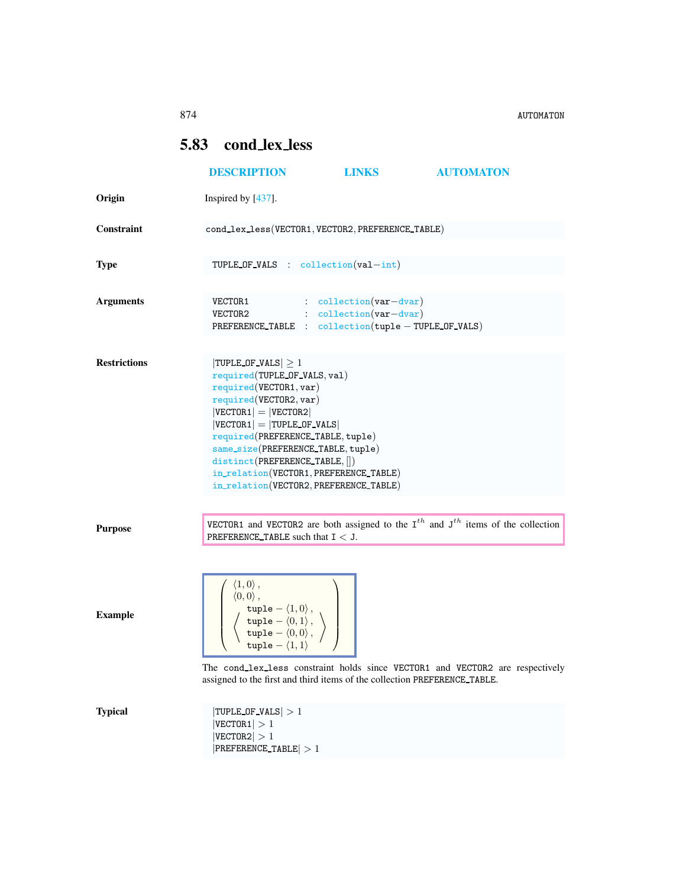## 5.83 cond_lex_less

DESCRIPTION LINKS AUTOMATON

**Origin** Inspired by [437].

**Constraint** cond_lex_less(VECTOR1, VECTOR2, PREFERENCE_TABLE)

**Type**

TUPLE_OF_VALS : collection(val−int)

**Arguments**

VECTOR1 : collection(var−dvar)
VECTOR2 : collection(var−dvar)
PREFERENCE_TABLE : collection(tuple − TUPLE_OF_VALS)

**Restrictions**

|TUPLE_OF_VALS| ≥ 1
required(TUPLE_OF_VALS, val)
required(VECTOR1, var)
required(VECTOR2, var)
|VECTOR1| = |VECTOR2|
|VECTOR1| = |TUPLE_OF_VALS|
required(PREFERENCE_TABLE, tuple)
same_size(PREFERENCE_TABLE, tuple)
distinct(PREFERENCE_TABLE, [])
in_relation(VECTOR1, PREFERENCE_TABLE)
in_relation(VECTOR2, PREFERENCE_TABLE)

**Purpose**

VECTOR1 and VECTOR2 are both assigned to the $I^{th}$ and $J^{th}$ items of the collection PREFERENCE_TABLE such that $I < J$.

**Example**

$$\left(\begin{array}{l}\langle 1,0\rangle, \\ \langle 0,0\rangle, \\ \left\langle\begin{array}{l}\texttt{tuple}-\langle 1,0\rangle, \\ \texttt{tuple}-\langle 0,1\rangle, \\ \texttt{tuple}-\langle 0,0\rangle, \\ \texttt{tuple}-\langle 1,1\rangle\end{array}\right\rangle\end{array}\right)$$

The cond_lex_less constraint holds since VECTOR1 and VECTOR2 are respectively assigned to the first and third items of the collection PREFERENCE_TABLE.

**Typical**

|TUPLE_OF_VALS| > 1
|VECTOR1| > 1
|VECTOR2| > 1
|PREFERENCE_TABLE| > 1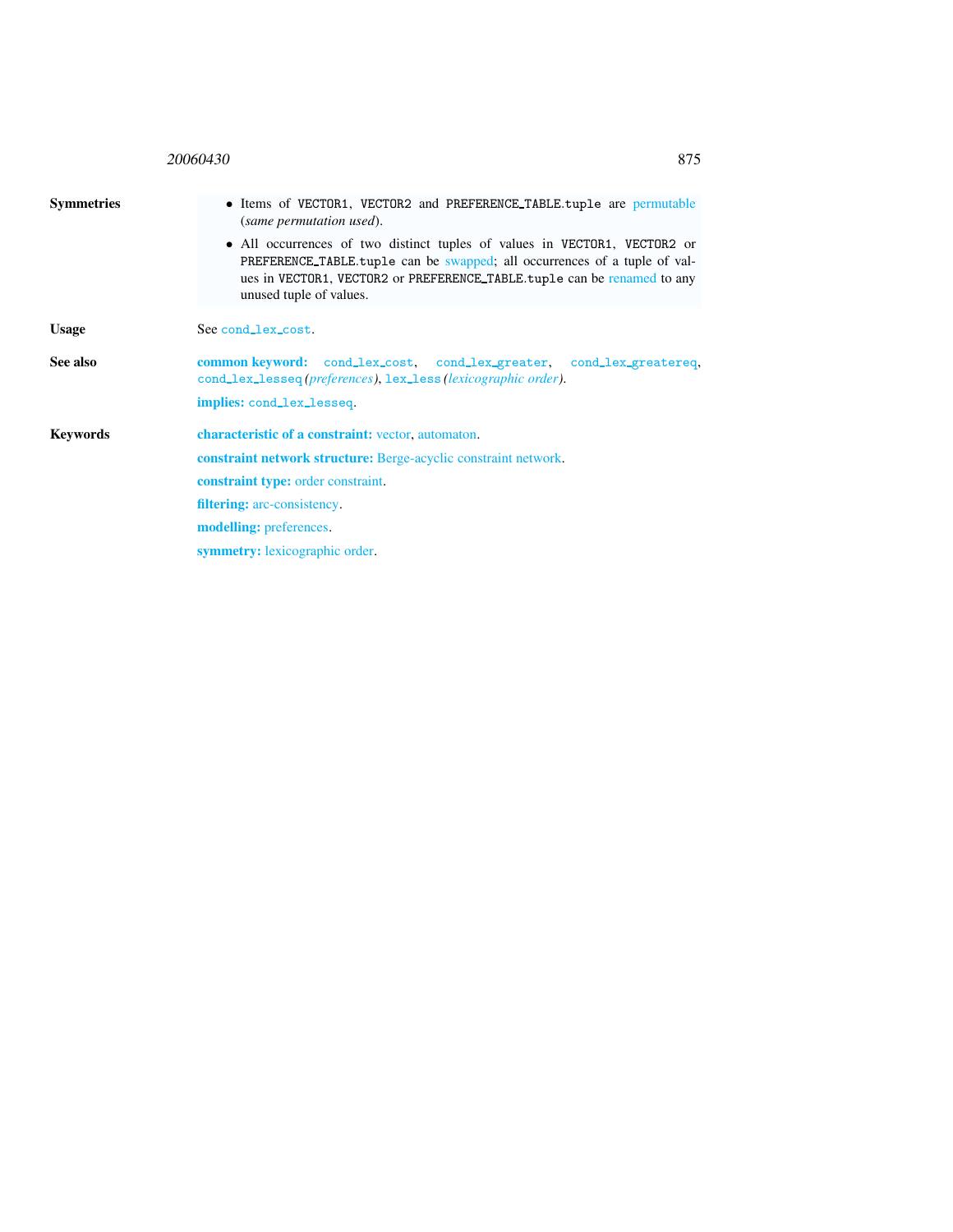**Symmetries**

- Items of VECTOR1, VECTOR2 and PREFERENCE_TABLE.tuple are permutable (*same permutation used*).
- All occurrences of two distinct tuples of values in VECTOR1, VECTOR2 or PREFERENCE_TABLE.tuple can be swapped; all occurrences of a tuple of values in VECTOR1, VECTOR2 or PREFERENCE_TABLE.tuple can be renamed to any unused tuple of values.

**Usage**

See `cond_lex_cost`.

**See also**

**common keyword:** `cond_lex_cost`, `cond_lex_greater`, `cond_lex_greatereq`, `cond_lex_lesseq` *(preferences)*, `lex_less` *(lexicographic order)*.

**implies:** `cond_lex_lesseq`.

**Keywords**

**characteristic of a constraint:** vector, automaton.

**constraint network structure:** Berge-acyclic constraint network.

**constraint type:** order constraint.

**filtering:** arc-consistency.

**modelling:** preferences.

**symmetry:** lexicographic order.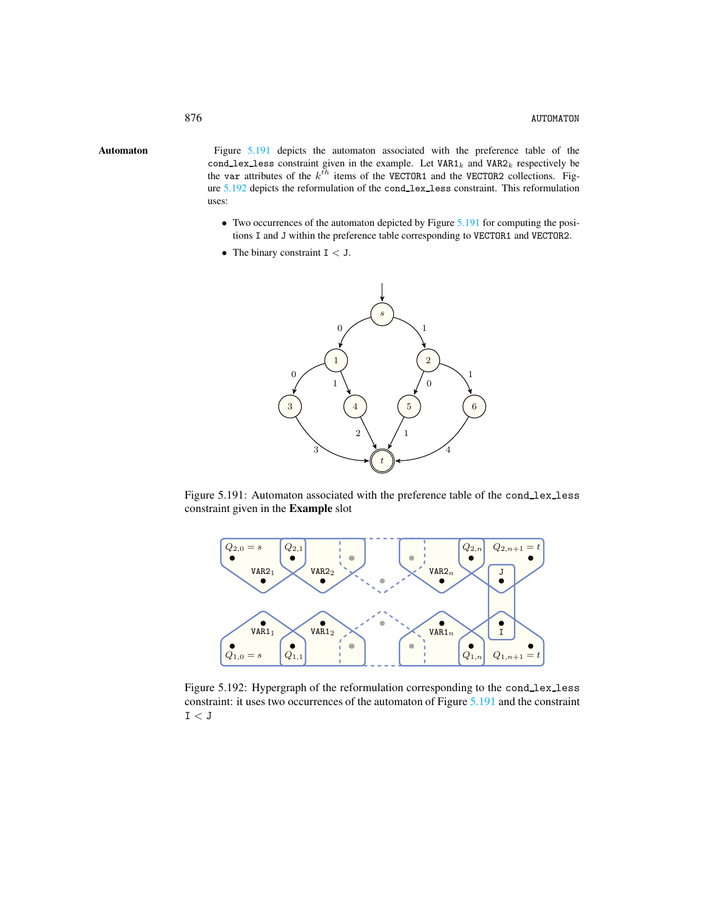**Automaton** Figure 5.191 depicts the automaton associated with the preference table of the cond_lex_less constraint given in the example. Let $\texttt{VAR1}_k$ and $\texttt{VAR2}_k$ respectively be the var attributes of the $k^{th}$ items of the VECTOR1 and the VECTOR2 collections. Figure 5.192 depicts the reformulation of the cond_lex_less constraint. This reformulation uses:

- Two occurrences of the automaton depicted by Figure 5.191 for computing the positions I and J within the preference table corresponding to VECTOR1 and VECTOR2.
- The binary constraint I < J.

s
0
1
1
2
0
1
0
1
3
4
5
6
2
1
3
4
t

Figure 5.191: Automaton associated with the preference table of the cond_lex_less constraint given in the **Example** slot

$Q_{2,0} = s$
$Q_{2,1}$
$\texttt{VAR2}_1$
$\texttt{VAR2}_2$
$\texttt{VAR2}_n$
$Q_{2,n}$
$Q_{2,n+1} = t$
J
I
$\texttt{VAR1}_1$
$\texttt{VAR1}_2$
$\texttt{VAR1}_n$
$Q_{1,0} = s$
$Q_{1,1}$
$Q_{1,n}$
$Q_{1,n+1} = t$

Figure 5.192: Hypergraph of the reformulation corresponding to the cond_lex_less constraint: it uses two occurrences of the automaton of Figure 5.191 and the constraint I < J